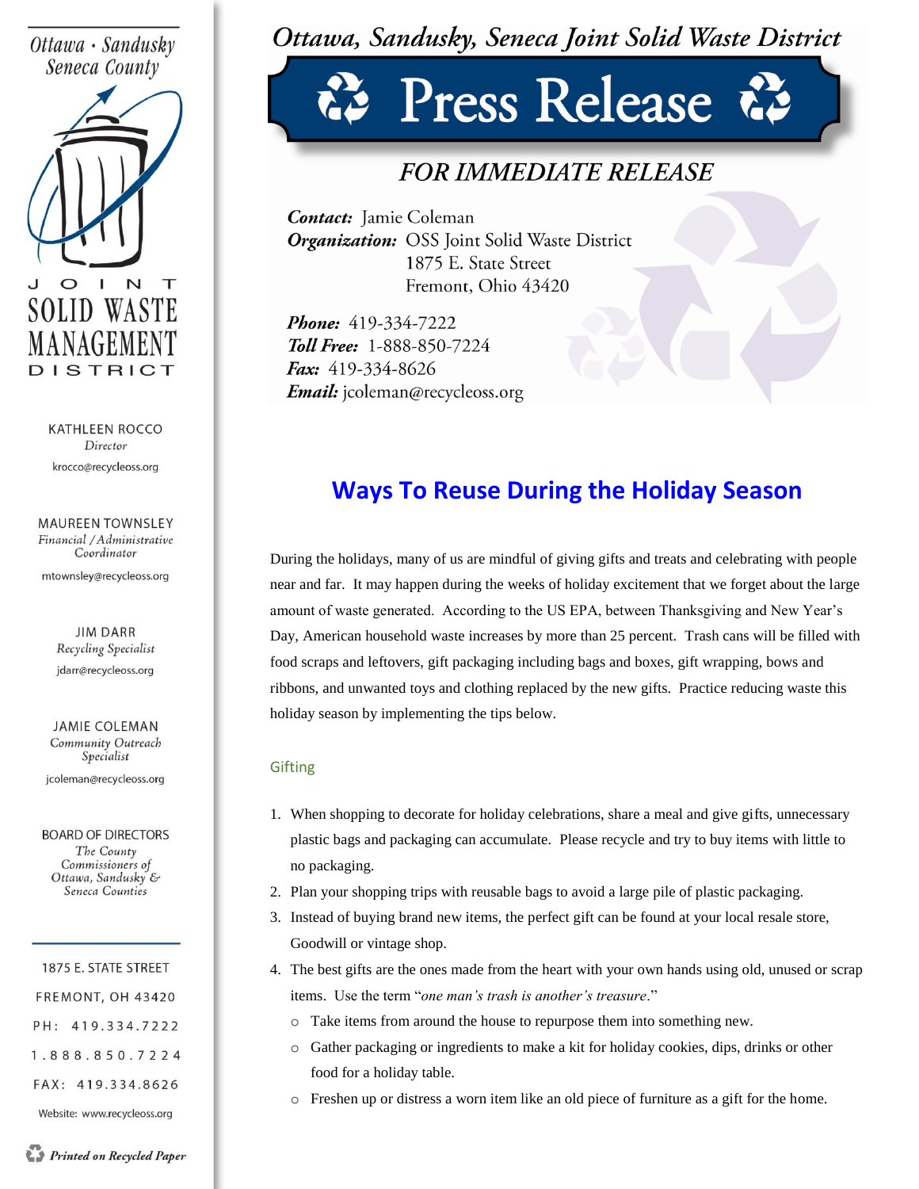Ottawa · Sandusky Seneca County

JOINT SOLID WASTE MANAGEMENT DISTRICT

KATHLEEN ROCCO
*Director*
krocco@recycleoss.org

MAUREEN TOWNSLEY
*Financial / Administrative Coordinator*
mtownsley@recycleoss.org

JIM DARR
*Recycling Specialist*
jdarr@recycleoss.org

JAMIE COLEMAN
*Community Outreach Specialist*
jcoleman@recycleoss.org

BOARD OF DIRECTORS
*The County Commissioners of Ottawa, Sandusky & Seneca Counties*

1875 E. STATE STREET
FREMONT, OH 43420
PH: 419.334.7222
1.888.850.7224
FAX: 419.334.8626
Website: www.recycleoss.org

*Printed on Recycled Paper*

*Ottawa, Sandusky, Seneca Joint Solid Waste District*

# Press Release

## *FOR IMMEDIATE RELEASE*

***Contact:*** Jamie Coleman
***Organization:*** OSS Joint Solid Waste District
1875 E. State Street
Fremont, Ohio 43420

***Phone:*** 419-334-7222
***Toll Free:*** 1-888-850-7224
***Fax:*** 419-334-8626
***Email:*** jcoleman@recycleoss.org

## Ways To Reuse During the Holiday Season

During the holidays, many of us are mindful of giving gifts and treats and celebrating with people near and far. It may happen during the weeks of holiday excitement that we forget about the large amount of waste generated. According to the US EPA, between Thanksgiving and New Year's Day, American household waste increases by more than 25 percent. Trash cans will be filled with food scraps and leftovers, gift packaging including bags and boxes, gift wrapping, bows and ribbons, and unwanted toys and clothing replaced by the new gifts. Practice reducing waste this holiday season by implementing the tips below.

### Gifting

1. When shopping to decorate for holiday celebrations, share a meal and give gifts, unnecessary plastic bags and packaging can accumulate. Please recycle and try to buy items with little to no packaging.
2. Plan your shopping trips with reusable bags to avoid a large pile of plastic packaging.
3. Instead of buying brand new items, the perfect gift can be found at your local resale store, Goodwill or vintage shop.
4. The best gifts are the ones made from the heart with your own hands using old, unused or scrap items. Use the term "*one man's trash is another's treasure*."
   - Take items from around the house to repurpose them into something new.
   - Gather packaging or ingredients to make a kit for holiday cookies, dips, drinks or other food for a holiday table.
   - Freshen up or distress a worn item like an old piece of furniture as a gift for the home.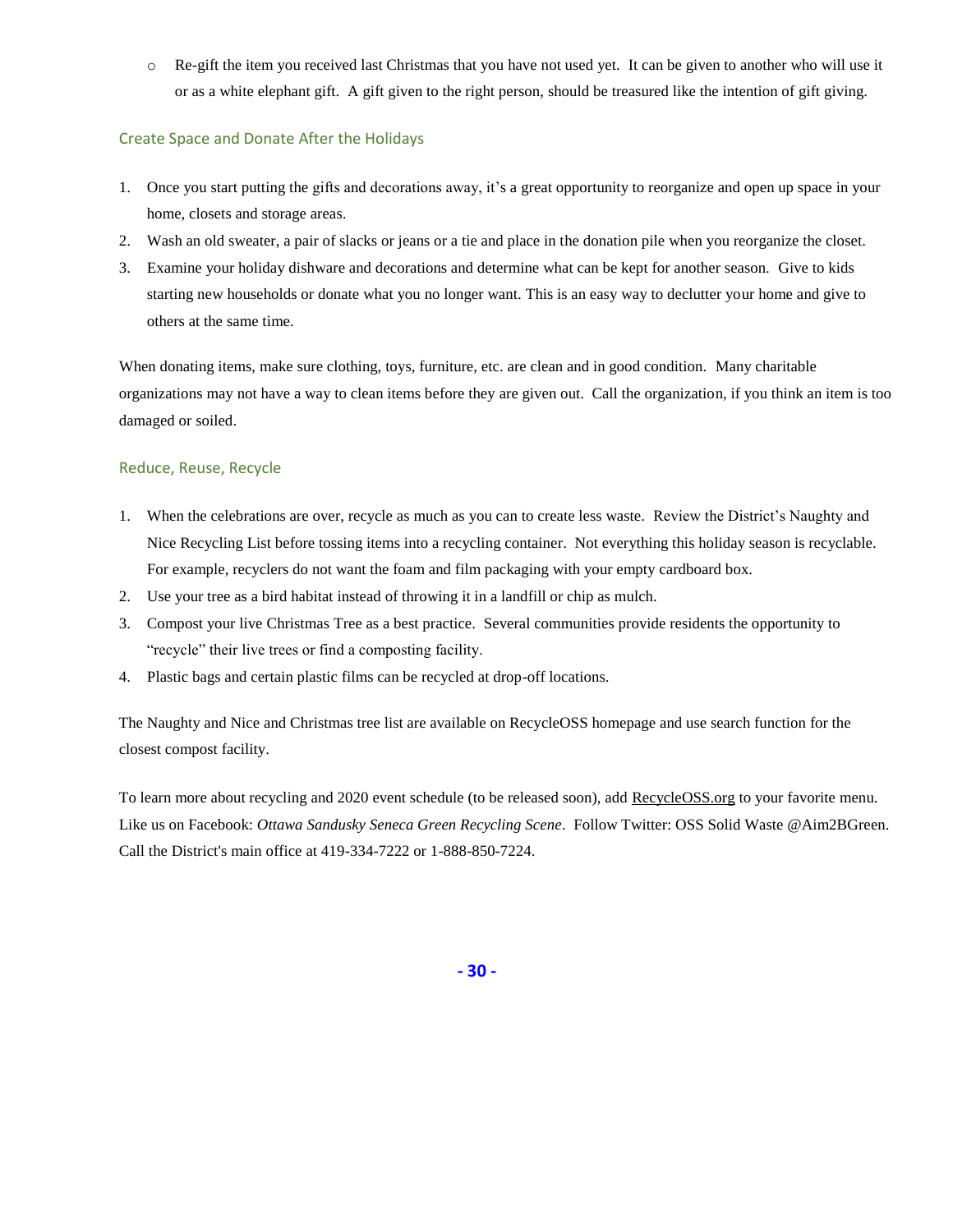- Re-gift the item you received last Christmas that you have not used yet. It can be given to another who will use it or as a white elephant gift. A gift given to the right person, should be treasured like the intention of gift giving.

### Create Space and Donate After the Holidays

1. Once you start putting the gifts and decorations away, it's a great opportunity to reorganize and open up space in your home, closets and storage areas.
2. Wash an old sweater, a pair of slacks or jeans or a tie and place in the donation pile when you reorganize the closet.
3. Examine your holiday dishware and decorations and determine what can be kept for another season. Give to kids starting new households or donate what you no longer want. This is an easy way to declutter your home and give to others at the same time.

When donating items, make sure clothing, toys, furniture, etc. are clean and in good condition. Many charitable organizations may not have a way to clean items before they are given out. Call the organization, if you think an item is too damaged or soiled.

### Reduce, Reuse, Recycle

1. When the celebrations are over, recycle as much as you can to create less waste. Review the District's Naughty and Nice Recycling List before tossing items into a recycling container. Not everything this holiday season is recyclable. For example, recyclers do not want the foam and film packaging with your empty cardboard box.
2. Use your tree as a bird habitat instead of throwing it in a landfill or chip as mulch.
3. Compost your live Christmas Tree as a best practice. Several communities provide residents the opportunity to "recycle" their live trees or find a composting facility.
4. Plastic bags and certain plastic films can be recycled at drop-off locations.

The Naughty and Nice and Christmas tree list are available on RecycleOSS homepage and use search function for the closest compost facility.

To learn more about recycling and 2020 event schedule (to be released soon), add RecycleOSS.org to your favorite menu. Like us on Facebook: *Ottawa Sandusky Seneca Green Recycling Scene*. Follow Twitter: OSS Solid Waste @Aim2BGreen. Call the District's main office at 419-334-7222 or 1-888-850-7224.